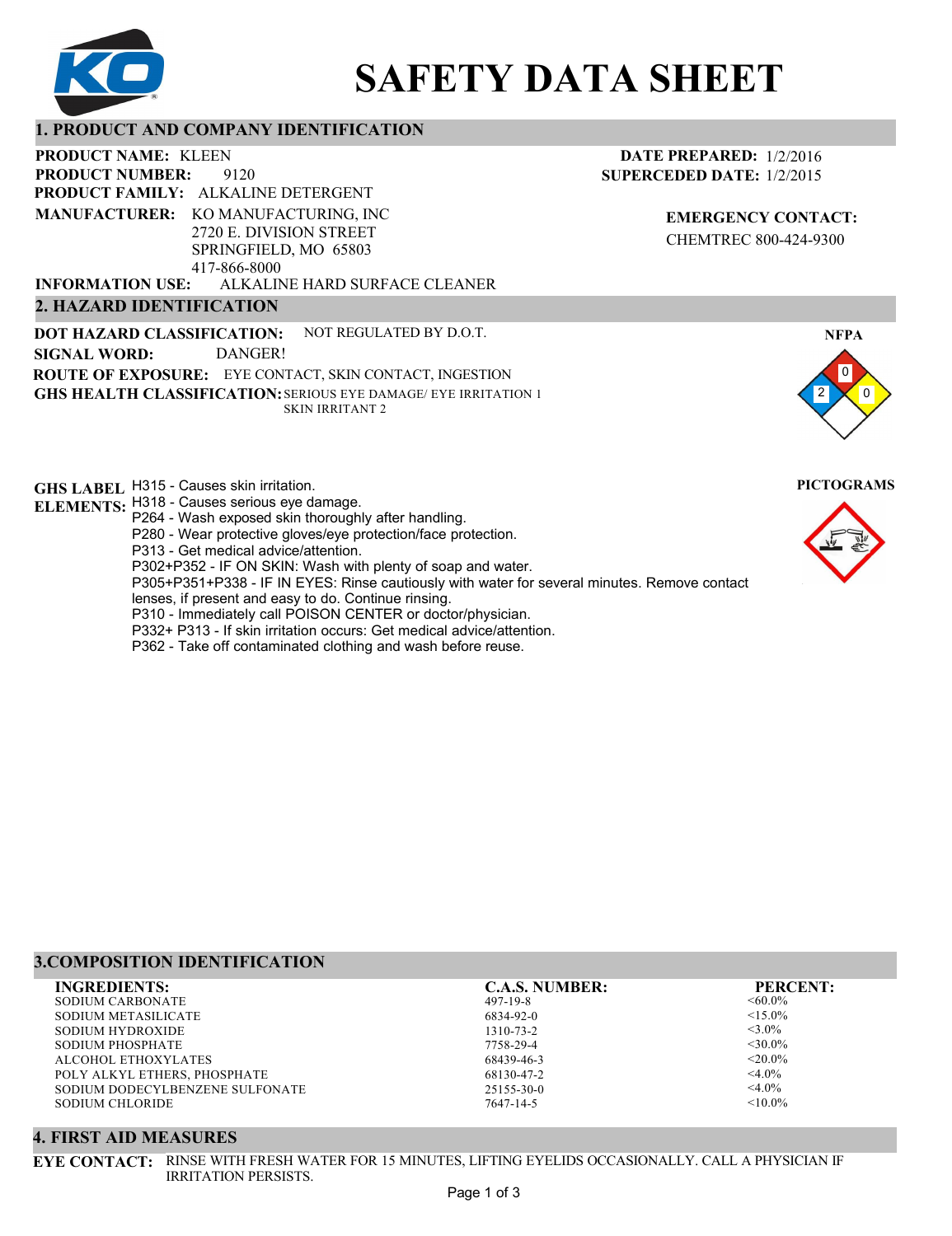# SAFETY DATA SHEET

## 1. PRODUCT AND COMPANY IDENTIFICATION

**PRODUCT NAME:** KLEEN
**PRODUCT NUMBER:** 9120
**PRODUCT FAMILY:** ALKALINE DETERGENT
**MANUFACTURER:** KO MANUFACTURING, INC
2720 E. DIVISION STREET
SPRINGFIELD, MO 65803
417-866-8000
**INFORMATION USE:** ALKALINE HARD SURFACE CLEANER

**DATE PREPARED:** 1/2/2016
**SUPERCEDED DATE:** 1/2/2015

**EMERGENCY CONTACT:**
CHEMTREC 800-424-9300

## 2. HAZARD IDENTIFICATION

**DOT HAZARD CLASSIFICATION:** NOT REGULATED BY D.O.T.
**SIGNAL WORD:** DANGER!
**ROUTE OF EXPOSURE:** EYE CONTACT, SKIN CONTACT, INGESTION
**GHS HEALTH CLASSIFICATION:** SERIOUS EYE DAMAGE/ EYE IRRITATION 1
SKIN IRRITANT 2

**NFPA**
0
2
0

**PICTOGRAMS**

**GHS LABEL ELEMENTS:**
H315 - Causes skin irritation.
H318 - Causes serious eye damage.
P264 - Wash exposed skin thoroughly after handling.
P280 - Wear protective gloves/eye protection/face protection.
P313 - Get medical advice/attention.
P302+P352 - IF ON SKIN: Wash with plenty of soap and water.
P305+P351+P338 - IF IN EYES: Rinse cautiously with water for several minutes. Remove contact lenses, if present and easy to do. Continue rinsing.
P310 - Immediately call POISON CENTER or doctor/physician.
P332+ P313 - If skin irritation occurs: Get medical advice/attention.
P362 - Take off contaminated clothing and wash before reuse.

## 3.COMPOSITION IDENTIFICATION

| INGREDIENTS: | C.A.S. NUMBER: | PERCENT: |
|---|---|---|
| SODIUM CARBONATE | 497-19-8 | <60.0% |
| SODIUM METASILICATE | 6834-92-0 | <15.0% |
| SODIUM HYDROXIDE | 1310-73-2 | <3.0% |
| SODIUM PHOSPHATE | 7758-29-4 | <30.0% |
| ALCOHOL ETHOXYLATES | 68439-46-3 | <20.0% |
| POLY ALKYL ETHERS, PHOSPHATE | 68130-47-2 | <4.0% |
| SODIUM DODECYLBENZENE SULFONATE | 25155-30-0 | <4.0% |
| SODIUM CHLORIDE | 7647-14-5 | <10.0% |

## 4. FIRST AID MEASURES

**EYE CONTACT:** RINSE WITH FRESH WATER FOR 15 MINUTES, LIFTING EYELIDS OCCASIONALLY. CALL A PHYSICIAN IF IRRITATION PERSISTS.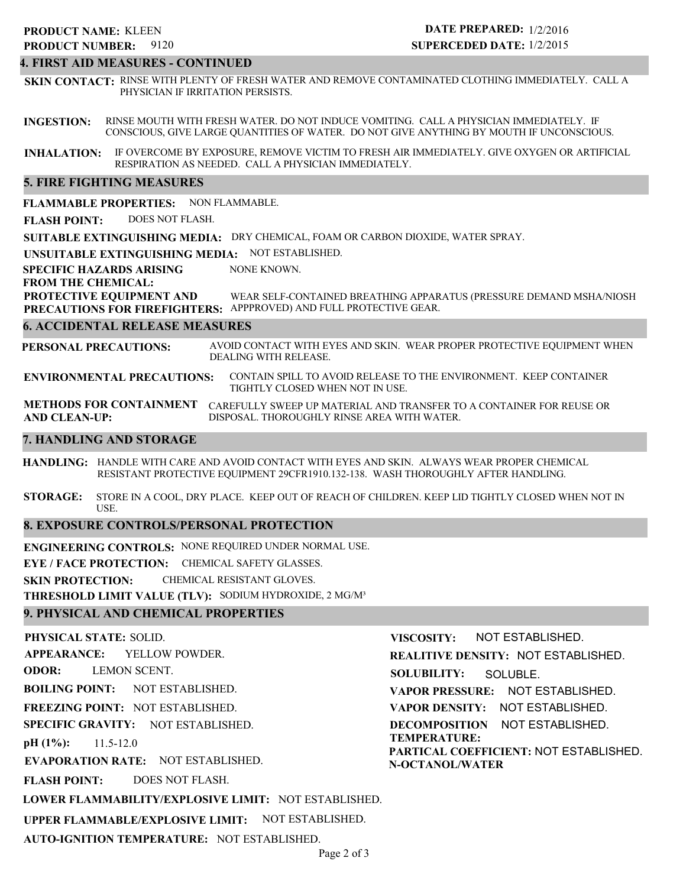## 4. FIRST AID MEASURES - CONTINUED

**SKIN CONTACT:** RINSE WITH PLENTY OF FRESH WATER AND REMOVE CONTAMINATED CLOTHING IMMEDIATELY. CALL A PHYSICIAN IF IRRITATION PERSISTS.

**INGESTION:** RINSE MOUTH WITH FRESH WATER. DO NOT INDUCE VOMITING. CALL A PHYSICIAN IMMEDIATELY. IF CONSCIOUS, GIVE LARGE QUANTITIES OF WATER. DO NOT GIVE ANYTHING BY MOUTH IF UNCONSCIOUS.

**INHALATION:** IF OVERCOME BY EXPOSURE, REMOVE VICTIM TO FRESH AIR IMMEDIATELY. GIVE OXYGEN OR ARTIFICIAL RESPIRATION AS NEEDED. CALL A PHYSICIAN IMMEDIATELY.

## 5. FIRE FIGHTING MEASURES

**FLAMMABLE PROPERTIES:** NON FLAMMABLE.

**FLASH POINT:** DOES NOT FLASH.

**SUITABLE EXTINGUISHING MEDIA:** DRY CHEMICAL, FOAM OR CARBON DIOXIDE, WATER SPRAY.

**UNSUITABLE EXTINGUISHING MEDIA:** NOT ESTABLISHED.

**SPECIFIC HAZARDS ARISING FROM THE CHEMICAL:** NONE KNOWN.

**PROTECTIVE EQUIPMENT AND PRECAUTIONS FOR FIREFIGHTERS:** WEAR SELF-CONTAINED BREATHING APPARATUS (PRESSURE DEMAND MSHA/NIOSH APPPROVED) AND FULL PROTECTIVE GEAR.

## 6. ACCIDENTAL RELEASE MEASURES

**PERSONAL PRECAUTIONS:** AVOID CONTACT WITH EYES AND SKIN. WEAR PROPER PROTECTIVE EQUIPMENT WHEN DEALING WITH RELEASE.

**ENVIRONMENTAL PRECAUTIONS:** CONTAIN SPILL TO AVOID RELEASE TO THE ENVIRONMENT. KEEP CONTAINER TIGHTLY CLOSED WHEN NOT IN USE.

**METHODS FOR CONTAINMENT AND CLEAN-UP:** CAREFULLY SWEEP UP MATERIAL AND TRANSFER TO A CONTAINER FOR REUSE OR DISPOSAL. THOROUGHLY RINSE AREA WITH WATER.

## 7. HANDLING AND STORAGE

**HANDLING:** HANDLE WITH CARE AND AVOID CONTACT WITH EYES AND SKIN. ALWAYS WEAR PROPER CHEMICAL RESISTANT PROTECTIVE EQUIPMENT 29CFR1910.132-138. WASH THOROUGHLY AFTER HANDLING.

**STORAGE:** STORE IN A COOL, DRY PLACE. KEEP OUT OF REACH OF CHILDREN. KEEP LID TIGHTLY CLOSED WHEN NOT IN USE.

## 8. EXPOSURE CONTROLS/PERSONAL PROTECTION

**ENGINEERING CONTROLS:** NONE REQUIRED UNDER NORMAL USE.

**EYE / FACE PROTECTION:** CHEMICAL SAFETY GLASSES.

**SKIN PROTECTION:** CHEMICAL RESISTANT GLOVES.

**THRESHOLD LIMIT VALUE (TLV):** SODIUM HYDROXIDE, 2 MG/M³

## 9. PHYSICAL AND CHEMICAL PROPERTIES

**PHYSICAL STATE:** SOLID.

**APPEARANCE:** YELLOW POWDER.

**ODOR:** LEMON SCENT.

**BOILING POINT:** NOT ESTABLISHED.

**FREEZING POINT:** NOT ESTABLISHED.

**SPECIFIC GRAVITY:** NOT ESTABLISHED.

**pH (1%):** 11.5-12.0

**EVAPORATION RATE:** NOT ESTABLISHED.

**FLASH POINT:** DOES NOT FLASH.

**LOWER FLAMMABILITY/EXPLOSIVE LIMIT:** NOT ESTABLISHED.

**UPPER FLAMMABLE/EXPLOSIVE LIMIT:** NOT ESTABLISHED.

**AUTO-IGNITION TEMPERATURE:** NOT ESTABLISHED.

**VISCOSITY:** NOT ESTABLISHED.

**REALITIVE DENSITY:** NOT ESTABLISHED.

**SOLUBILITY:** SOLUBLE.

**VAPOR PRESSURE:** NOT ESTABLISHED.

**VAPOR DENSITY:** NOT ESTABLISHED.

**DECOMPOSITION TEMPERATURE:** NOT ESTABLISHED.

**PARTICAL COEFFICIENT: N-OCTANOL/WATER** NOT ESTABLISHED.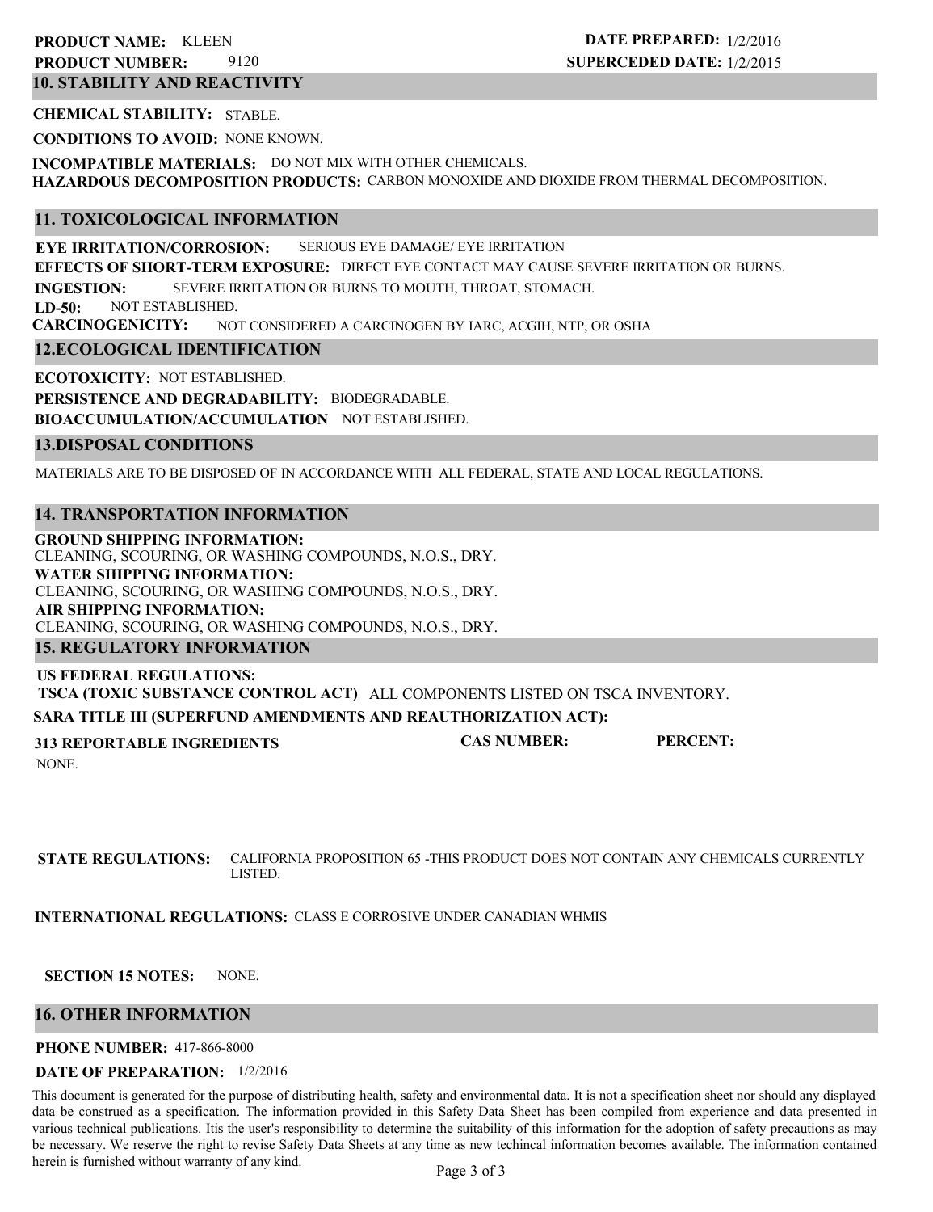**PRODUCT NAME:** KLEEN
**PRODUCT NUMBER:** 9120
**DATE PREPARED:** 1/2/2016
**SUPERCEDED DATE:** 1/2/2015

## 10. STABILITY AND REACTIVITY

**CHEMICAL STABILITY:** STABLE.

**CONDITIONS TO AVOID:** NONE KNOWN.

**INCOMPATIBLE MATERIALS:** DO NOT MIX WITH OTHER CHEMICALS.

**HAZARDOUS DECOMPOSITION PRODUCTS:** CARBON MONOXIDE AND DIOXIDE FROM THERMAL DECOMPOSITION.

## 11. TOXICOLOGICAL INFORMATION

**EYE IRRITATION/CORROSION:** SERIOUS EYE DAMAGE/ EYE IRRITATION

**EFFECTS OF SHORT-TERM EXPOSURE:** DIRECT EYE CONTACT MAY CAUSE SEVERE IRRITATION OR BURNS.

**INGESTION:** SEVERE IRRITATION OR BURNS TO MOUTH, THROAT, STOMACH.

**LD-50:** NOT ESTABLISHED.

**CARCINOGENICITY:** NOT CONSIDERED A CARCINOGEN BY IARC, ACGIH, NTP, OR OSHA

## 12.ECOLOGICAL IDENTIFICATION

**ECOTOXICITY:** NOT ESTABLISHED.

**PERSISTENCE AND DEGRADABILITY:** BIODEGRADABLE.

**BIOACCUMULATION/ACCUMULATION** NOT ESTABLISHED.

## 13.DISPOSAL CONDITIONS

MATERIALS ARE TO BE DISPOSED OF IN ACCORDANCE WITH ALL FEDERAL, STATE AND LOCAL REGULATIONS.

## 14. TRANSPORTATION INFORMATION

**GROUND SHIPPING INFORMATION:**
CLEANING, SCOURING, OR WASHING COMPOUNDS, N.O.S., DRY.

**WATER SHIPPING INFORMATION:**
CLEANING, SCOURING, OR WASHING COMPOUNDS, N.O.S., DRY.

**AIR SHIPPING INFORMATION:**
CLEANING, SCOURING, OR WASHING COMPOUNDS, N.O.S., DRY.

## 15. REGULATORY INFORMATION

**US FEDERAL REGULATIONS:**

**TSCA (TOXIC SUBSTANCE CONTROL ACT)** ALL COMPONENTS LISTED ON TSCA INVENTORY.

**SARA TITLE III (SUPERFUND AMENDMENTS AND REAUTHORIZATION ACT):**

| 313 REPORTABLE INGREDIENTS | CAS NUMBER: | PERCENT: |
|---|---|---|
| NONE. | | |

**STATE REGULATIONS:** CALIFORNIA PROPOSITION 65 -THIS PRODUCT DOES NOT CONTAIN ANY CHEMICALS CURRENTLY LISTED.

**INTERNATIONAL REGULATIONS:** CLASS E CORROSIVE UNDER CANADIAN WHMIS

**SECTION 15 NOTES:** NONE.

## 16. OTHER INFORMATION

**PHONE NUMBER:** 417-866-8000

**DATE OF PREPARATION:** 1/2/2016

This document is generated for the purpose of distributing health, safety and environmental data. It is not a specification sheet nor should any displayed data be construed as a specification. The information provided in this Safety Data Sheet has been compiled from experience and data presented in various technical publications. Itis the user's responsibility to determine the suitability of this information for the adoption of safety precautions as may be necessary. We reserve the right to revise Safety Data Sheets at any time as new techincal information becomes available. The information contained herein is furnished without warranty of any kind.